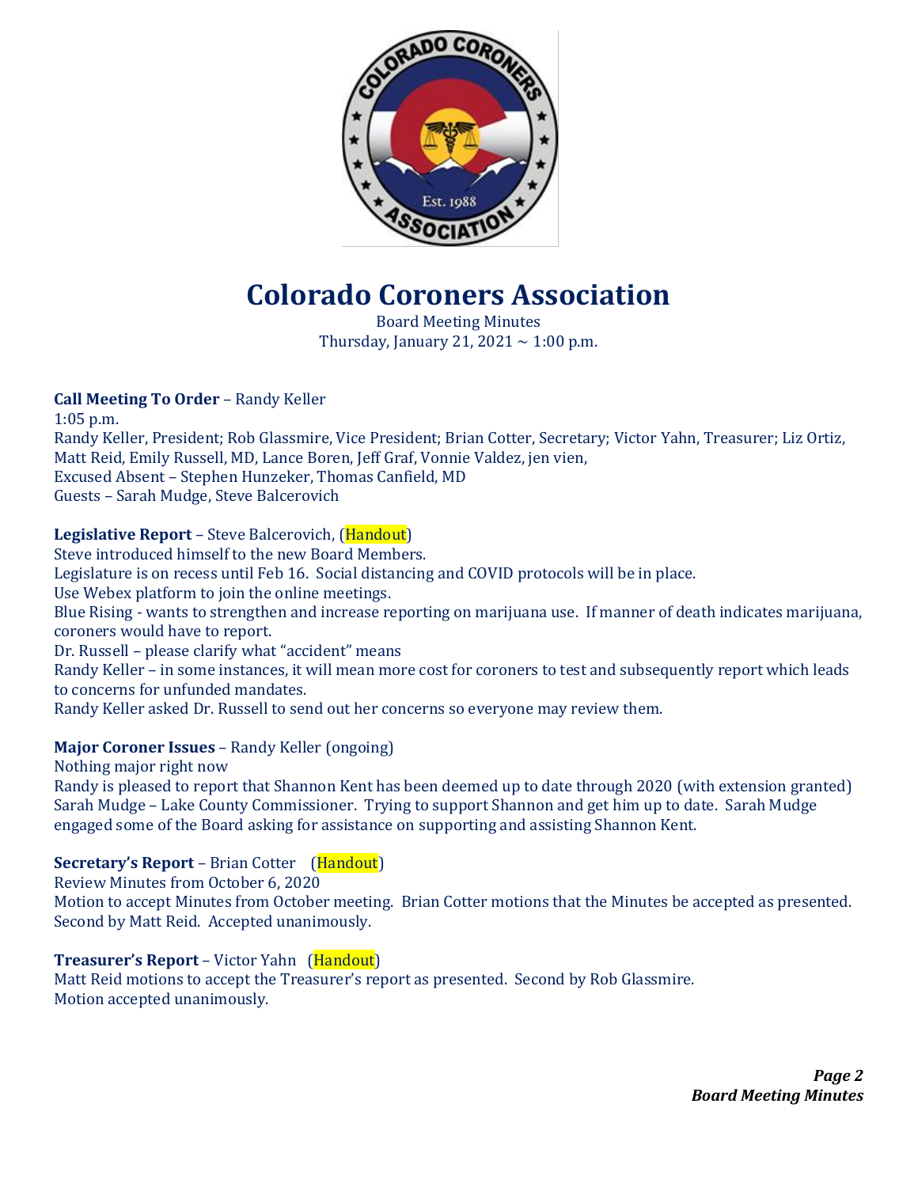# Colorado Coroners Association

Board Meeting Minutes
Thursday, January 21, 2021 ~ 1:00 p.m.

**Call Meeting To Order** – Randy Keller
1:05 p.m.
Randy Keller, President; Rob Glassmire, Vice President; Brian Cotter, Secretary; Victor Yahn, Treasurer; Liz Ortiz, Matt Reid, Emily Russell, MD, Lance Boren, Jeff Graf, Vonnie Valdez, jen vien,
Excused Absent – Stephen Hunzeker, Thomas Canfield, MD
Guests – Sarah Mudge, Steve Balcerovich

**Legislative Report** – Steve Balcerovich, (Handout)
Steve introduced himself to the new Board Members.
Legislature is on recess until Feb 16. Social distancing and COVID protocols will be in place.
Use Webex platform to join the online meetings.
Blue Rising - wants to strengthen and increase reporting on marijuana use. If manner of death indicates marijuana, coroners would have to report.
Dr. Russell – please clarify what "accident" means
Randy Keller – in some instances, it will mean more cost for coroners to test and subsequently report which leads to concerns for unfunded mandates.
Randy Keller asked Dr. Russell to send out her concerns so everyone may review them.

**Major Coroner Issues** – Randy Keller (ongoing)
Nothing major right now
Randy is pleased to report that Shannon Kent has been deemed up to date through 2020 (with extension granted)
Sarah Mudge – Lake County Commissioner. Trying to support Shannon and get him up to date. Sarah Mudge engaged some of the Board asking for assistance on supporting and assisting Shannon Kent.

**Secretary's Report** – Brian Cotter (Handout)
Review Minutes from October 6, 2020
Motion to accept Minutes from October meeting. Brian Cotter motions that the Minutes be accepted as presented. Second by Matt Reid. Accepted unanimously.

**Treasurer's Report** – Victor Yahn (Handout)
Matt Reid motions to accept the Treasurer's report as presented. Second by Rob Glassmire.
Motion accepted unanimously.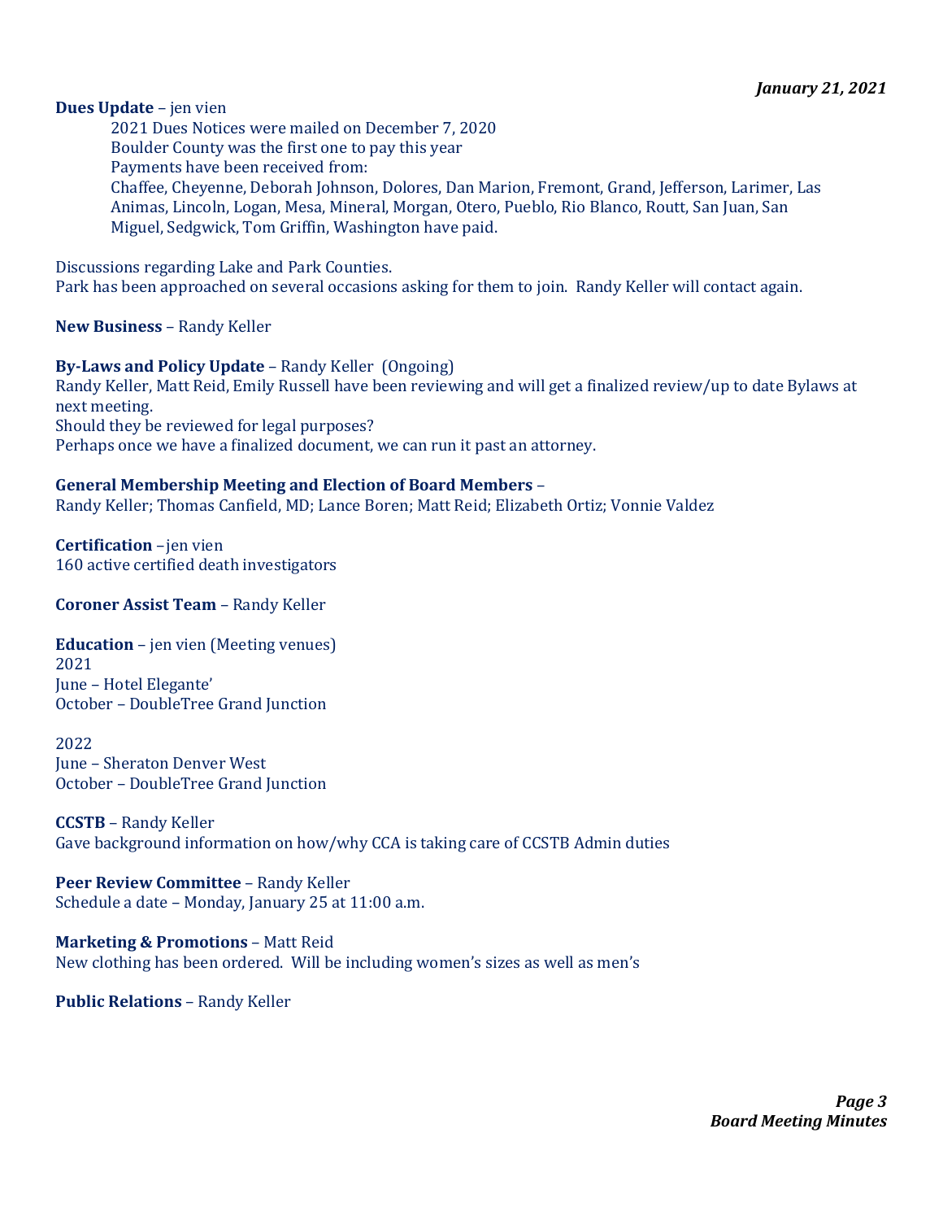**Dues Update** – jen vien

2021 Dues Notices were mailed on December 7, 2020
Boulder County was the first one to pay this year
Payments have been received from:
Chaffee, Cheyenne, Deborah Johnson, Dolores, Dan Marion, Fremont, Grand, Jefferson, Larimer, Las Animas, Lincoln, Logan, Mesa, Mineral, Morgan, Otero, Pueblo, Rio Blanco, Routt, San Juan, San Miguel, Sedgwick, Tom Griffin, Washington have paid.

Discussions regarding Lake and Park Counties.
Park has been approached on several occasions asking for them to join. Randy Keller will contact again.

**New Business** – Randy Keller

**By-Laws and Policy Update** – Randy Keller (Ongoing)
Randy Keller, Matt Reid, Emily Russell have been reviewing and will get a finalized review/up to date Bylaws at next meeting.
Should they be reviewed for legal purposes?
Perhaps once we have a finalized document, we can run it past an attorney.

**General Membership Meeting and Election of Board Members** –
Randy Keller; Thomas Canfield, MD; Lance Boren; Matt Reid; Elizabeth Ortiz; Vonnie Valdez

**Certification** –jen vien
160 active certified death investigators

**Coroner Assist Team** – Randy Keller

**Education** – jen vien (Meeting venues)
2021
June – Hotel Elegante'
October – DoubleTree Grand Junction

2022
June – Sheraton Denver West
October – DoubleTree Grand Junction

**CCSTB** – Randy Keller
Gave background information on how/why CCA is taking care of CCSTB Admin duties

**Peer Review Committee** – Randy Keller
Schedule a date – Monday, January 25 at 11:00 a.m.

**Marketing & Promotions** – Matt Reid
New clothing has been ordered. Will be including women's sizes as well as men's

**Public Relations** – Randy Keller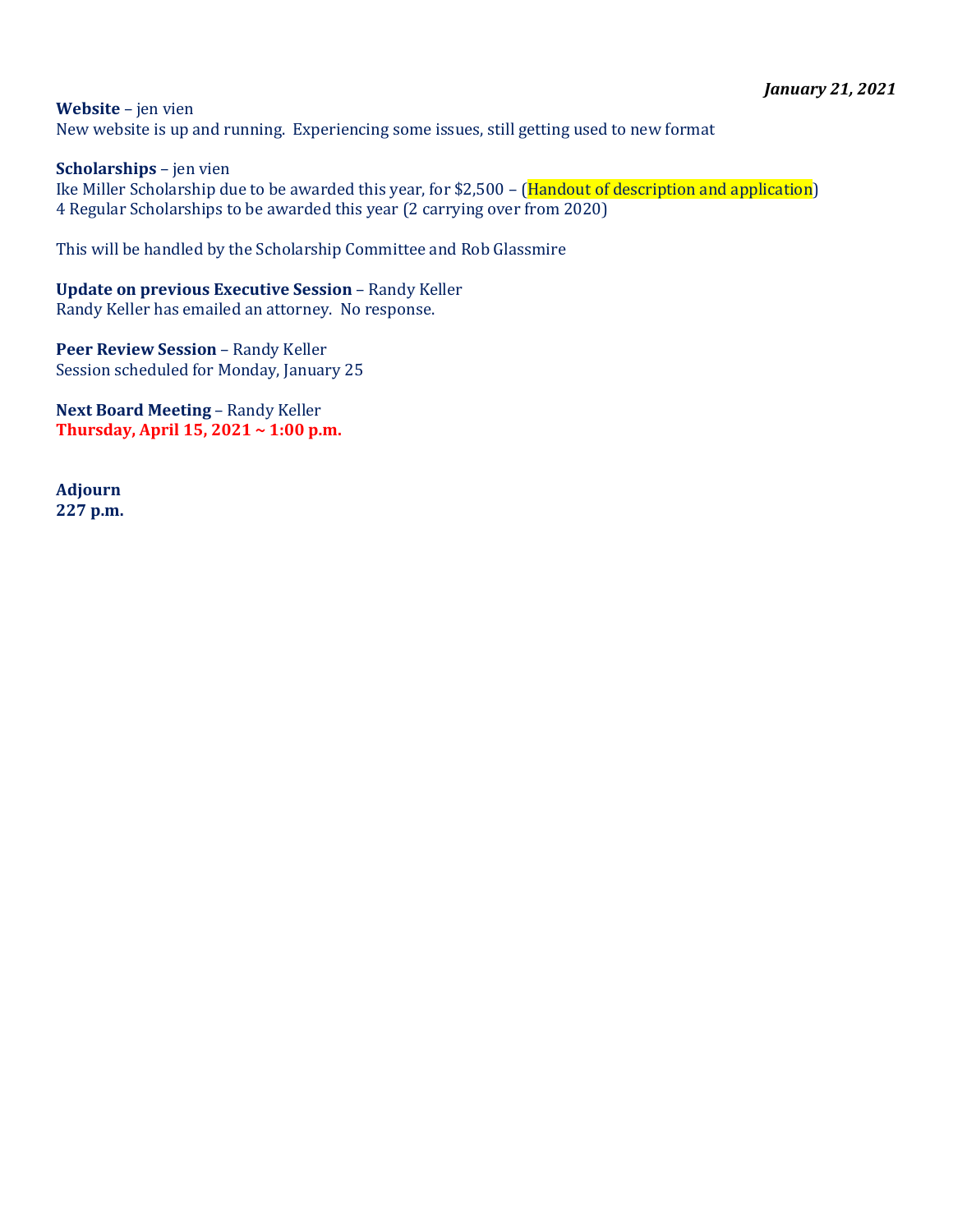*January 21, 2021*

**Website** – jen vien
New website is up and running. Experiencing some issues, still getting used to new format

**Scholarships** – jen vien
Ike Miller Scholarship due to be awarded this year, for $2,500 – (Handout of description and application)
4 Regular Scholarships to be awarded this year (2 carrying over from 2020)

This will be handled by the Scholarship Committee and Rob Glassmire

**Update on previous Executive Session** – Randy Keller
Randy Keller has emailed an attorney. No response.

**Peer Review Session** – Randy Keller
Session scheduled for Monday, January 25

**Next Board Meeting** – Randy Keller
**Thursday, April 15, 2021 ~ 1:00 p.m.**

**Adjourn**
**227 p.m.**